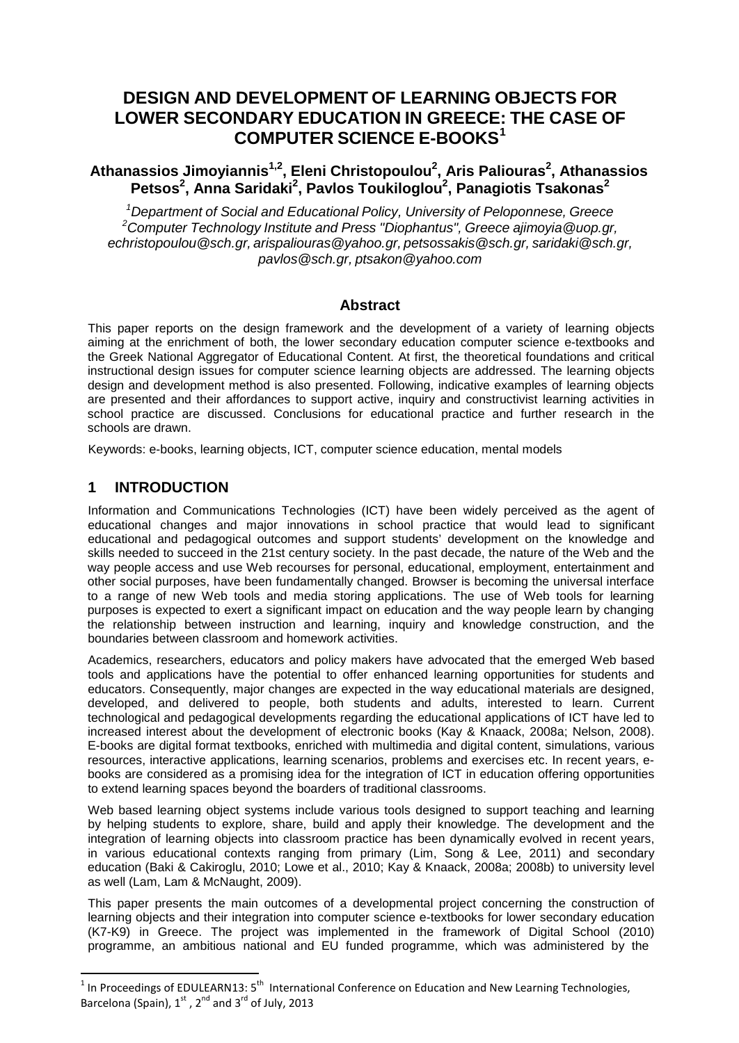# DESIGN AND DEVELOPMENT OF LEARNING OBJECTS FOR LOWER SECONDARY EDUCATION IN GREECE: THE CASE OF COMPUTER SCIENCE E-BOOKS[1]

**Athanassios Jimoyiannis[1,2], Eleni Christopoulou[2], Aris Paliouras[2], Athanassios Petsos[2], Anna Saridaki[2], Pavlos Toukiloglou[2], Panagiotis Tsakonas[2]**

*[1]Department of Social and Educational Policy, University of Peloponnese, Greece*
*[2]Computer Technology Institute and Press "Diophantus", Greece ajimoyia@uop.gr, echristopoulou@sch.gr, arispaliouras@yahoo.gr, petsossakis@sch.gr, saridaki@sch.gr, pavlos@sch.gr, ptsakon@yahoo.com*

## Abstract

This paper reports on the design framework and the development of a variety of learning objects aiming at the enrichment of both, the lower secondary education computer science e-textbooks and the Greek National Aggregator of Educational Content. At first, the theoretical foundations and critical instructional design issues for computer science learning objects are addressed. The learning objects design and development method is also presented. Following, indicative examples of learning objects are presented and their affordances to support active, inquiry and constructivist learning activities in school practice are discussed. Conclusions for educational practice and further research in the schools are drawn.

Keywords: e-books, learning objects, ICT, computer science education, mental models

## 1 INTRODUCTION

Information and Communications Technologies (ICT) have been widely perceived as the agent of educational changes and major innovations in school practice that would lead to significant educational and pedagogical outcomes and support students' development on the knowledge and skills needed to succeed in the 21st century society. In the past decade, the nature of the Web and the way people access and use Web recourses for personal, educational, employment, entertainment and other social purposes, have been fundamentally changed. Browser is becoming the universal interface to a range of new Web tools and media storing applications. The use of Web tools for learning purposes is expected to exert a significant impact on education and the way people learn by changing the relationship between instruction and learning, inquiry and knowledge construction, and the boundaries between classroom and homework activities.

Academics, researchers, educators and policy makers have advocated that the emerged Web based tools and applications have the potential to offer enhanced learning opportunities for students and educators. Consequently, major changes are expected in the way educational materials are designed, developed, and delivered to people, both students and adults, interested to learn. Current technological and pedagogical developments regarding the educational applications of ICT have led to increased interest about the development of electronic books (Kay & Knaack, 2008a; Nelson, 2008). E-books are digital format textbooks, enriched with multimedia and digital content, simulations, various resources, interactive applications, learning scenarios, problems and exercises etc. In recent years, e-books are considered as a promising idea for the integration of ICT in education offering opportunities to extend learning spaces beyond the boarders of traditional classrooms.

Web based learning object systems include various tools designed to support teaching and learning by helping students to explore, share, build and apply their knowledge. The development and the integration of learning objects into classroom practice has been dynamically evolved in recent years, in various educational contexts ranging from primary (Lim, Song & Lee, 2011) and secondary education (Baki & Cakiroglu, 2010; Lowe et al., 2010; Kay & Knaack, 2008a; 2008b) to university level as well (Lam, Lam & McNaught, 2009).

This paper presents the main outcomes of a developmental project concerning the construction of learning objects and their integration into computer science e-textbooks for lower secondary education (K7-K9) in Greece. The project was implemented in the framework of Digital School (2010) programme, an ambitious national and EU funded programme, which was administered by the

[1] In Proceedings of EDULEARN13: 5th International Conference on Education and New Learning Technologies, Barcelona (Spain), 1st, 2nd and 3rd of July, 2013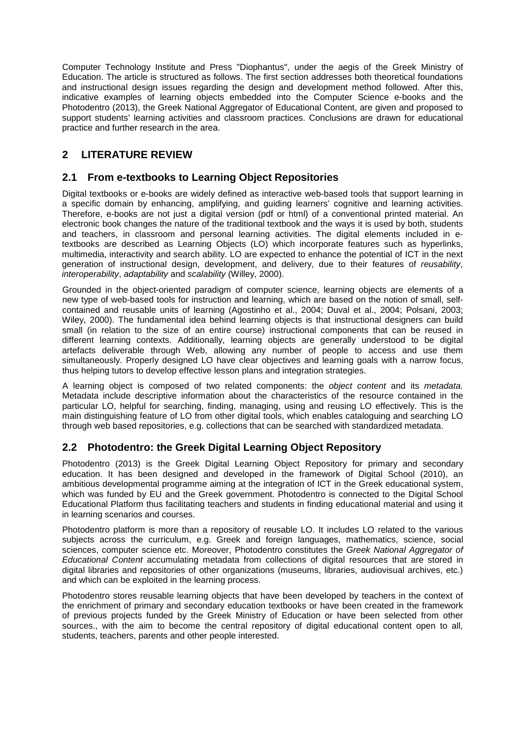Computer Technology Institute and Press "Diophantus", under the aegis of the Greek Ministry of Education. The article is structured as follows. The first section addresses both theoretical foundations and instructional design issues regarding the design and development method followed. After this, indicative examples of learning objects embedded into the Computer Science e-books and the Photodentro (2013), the Greek National Aggregator of Educational Content, are given and proposed to support students' learning activities and classroom practices. Conclusions are drawn for educational practice and further research in the area.

## 2 LITERATURE REVIEW

### 2.1 From e-textbooks to Learning Object Repositories

Digital textbooks or e-books are widely defined as interactive web-based tools that support learning in a specific domain by enhancing, amplifying, and guiding learners' cognitive and learning activities. Therefore, e-books are not just a digital version (pdf or html) of a conventional printed material. An electronic book changes the nature of the traditional textbook and the ways it is used by both, students and teachers, in classroom and personal learning activities. The digital elements included in e-textbooks are described as Learning Objects (LO) which incorporate features such as hyperlinks, multimedia, interactivity and search ability. LO are expected to enhance the potential of ICT in the next generation of instructional design, development, and delivery, due to their features of *reusability*, *interoperability*, *adaptability* and *scalability* (Willey, 2000).

Grounded in the object-oriented paradigm of computer science, learning objects are elements of a new type of web-based tools for instruction and learning, which are based on the notion of small, self-contained and reusable units of learning (Agostinho et al., 2004; Duval et al., 2004; Polsani, 2003; Wiley, 2000). The fundamental idea behind learning objects is that instructional designers can build small (in relation to the size of an entire course) instructional components that can be reused in different learning contexts. Additionally, learning objects are generally understood to be digital artefacts deliverable through Web, allowing any number of people to access and use them simultaneously. Properly designed LO have clear objectives and learning goals with a narrow focus, thus helping tutors to develop effective lesson plans and integration strategies.

A learning object is composed of two related components: the *object content* and its *metadata*. Metadata include descriptive information about the characteristics of the resource contained in the particular LO, helpful for searching, finding, managing, using and reusing LO effectively. This is the main distinguishing feature of LO from other digital tools, which enables cataloguing and searching LO through web based repositories, e.g. collections that can be searched with standardized metadata.

### 2.2 Photodentro: the Greek Digital Learning Object Repository

Photodentro (2013) is the Greek Digital Learning Object Repository for primary and secondary education. It has been designed and developed in the framework of Digital School (2010), an ambitious developmental programme aiming at the integration of ICT in the Greek educational system, which was funded by EU and the Greek government. Photodentro is connected to the Digital School Educational Platform thus facilitating teachers and students in finding educational material and using it in learning scenarios and courses.

Photodentro platform is more than a repository of reusable LO. It includes LO related to the various subjects across the curriculum, e.g. Greek and foreign languages, mathematics, science, social sciences, computer science etc. Moreover, Photodentro constitutes the *Greek National Aggregator of Educational Content* accumulating metadata from collections of digital resources that are stored in digital libraries and repositories of other organizations (museums, libraries, audiovisual archives, etc.) and which can be exploited in the learning process.

Photodentro stores reusable learning objects that have been developed by teachers in the context of the enrichment of primary and secondary education textbooks or have been created in the framework of previous projects funded by the Greek Ministry of Education or have been selected from other sources., with the aim to become the central repository of digital educational content open to all, students, teachers, parents and other people interested.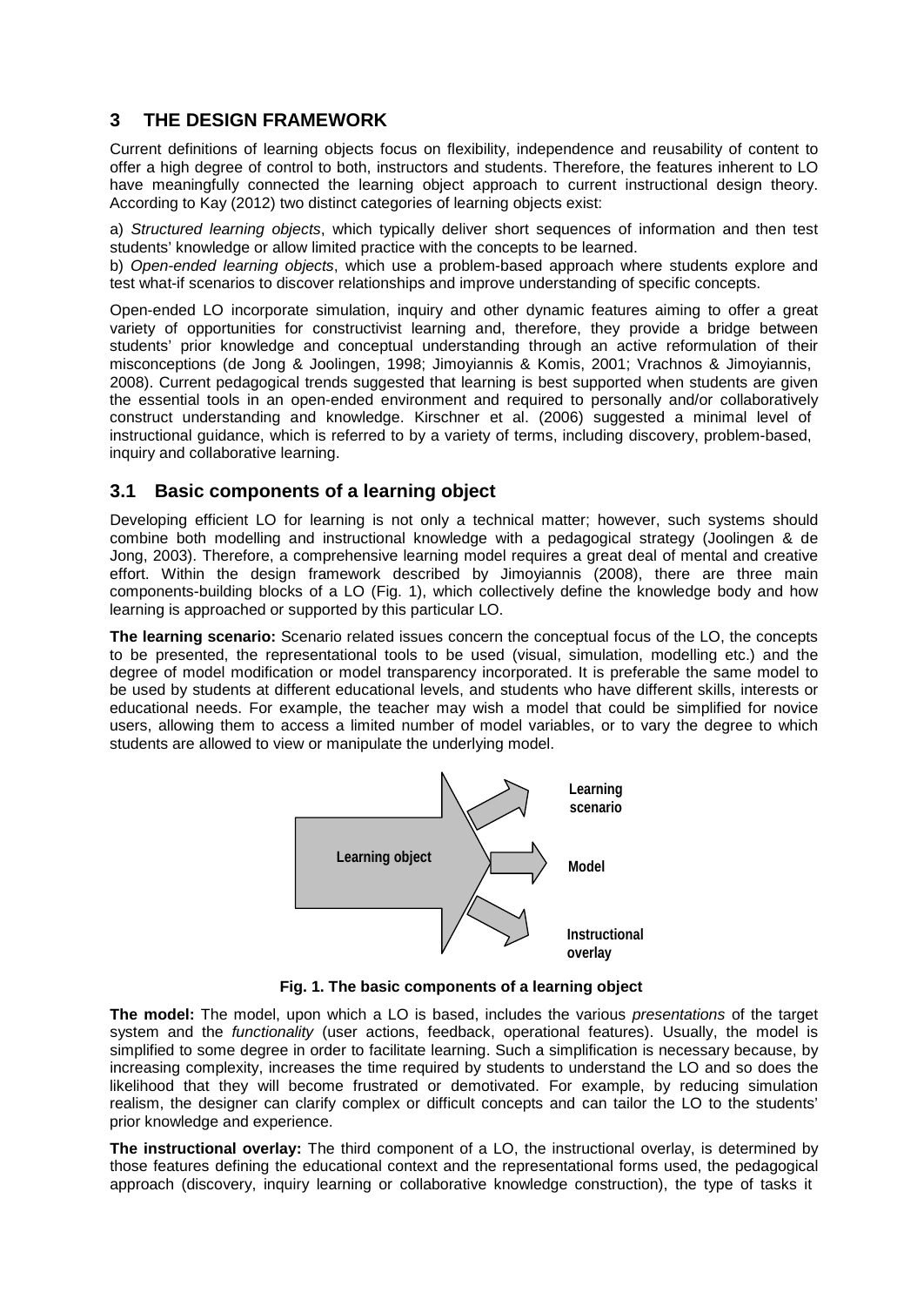## 3 THE DESIGN FRAMEWORK

Current definitions of learning objects focus on flexibility, independence and reusability of content to offer a high degree of control to both, instructors and students. Therefore, the features inherent to LO have meaningfully connected the learning object approach to current instructional design theory. According to Kay (2012) two distinct categories of learning objects exist:

a) *Structured learning objects*, which typically deliver short sequences of information and then test students' knowledge or allow limited practice with the concepts to be learned.
b) *Open-ended learning objects*, which use a problem-based approach where students explore and test what-if scenarios to discover relationships and improve understanding of specific concepts.

Open-ended LO incorporate simulation, inquiry and other dynamic features aiming to offer a great variety of opportunities for constructivist learning and, therefore, they provide a bridge between students' prior knowledge and conceptual understanding through an active reformulation of their misconceptions (de Jong & Joolingen, 1998; Jimoyiannis & Komis, 2001; Vrachnos & Jimoyiannis, 2008). Current pedagogical trends suggested that learning is best supported when students are given the essential tools in an open-ended environment and required to personally and/or collaboratively construct understanding and knowledge. Kirschner et al. (2006) suggested a minimal level of instructional guidance, which is referred to by a variety of terms, including discovery, problem-based, inquiry and collaborative learning.

### 3.1 Basic components of a learning object

Developing efficient LO for learning is not only a technical matter; however, such systems should combine both modelling and instructional knowledge with a pedagogical strategy (Joolingen & de Jong, 2003). Therefore, a comprehensive learning model requires a great deal of mental and creative effort. Within the design framework described by Jimoyiannis (2008), there are three main components-building blocks of a LO (Fig. 1), which collectively define the knowledge body and how learning is approached or supported by this particular LO.

**The learning scenario:** Scenario related issues concern the conceptual focus of the LO, the concepts to be presented, the representational tools to be used (visual, simulation, modelling etc.) and the degree of model modification or model transparency incorporated. It is preferable the same model to be used by students at different educational levels, and students who have different skills, interests or educational needs. For example, the teacher may wish a model that could be simplified for novice users, allowing them to access a limited number of model variables, or to vary the degree to which students are allowed to view or manipulate the underlying model.

Learning object

Learning scenario

Model

Instructional overlay

**Fig. 1. The basic components of a learning object**

**The model:** The model, upon which a LO is based, includes the various *presentations* of the target system and the *functionality* (user actions, feedback, operational features). Usually, the model is simplified to some degree in order to facilitate learning. Such a simplification is necessary because, by increasing complexity, increases the time required by students to understand the LO and so does the likelihood that they will become frustrated or demotivated. For example, by reducing simulation realism, the designer can clarify complex or difficult concepts and can tailor the LO to the students' prior knowledge and experience.

**The instructional overlay:** The third component of a LO, the instructional overlay, is determined by those features defining the educational context and the representational forms used, the pedagogical approach (discovery, inquiry learning or collaborative knowledge construction), the type of tasks it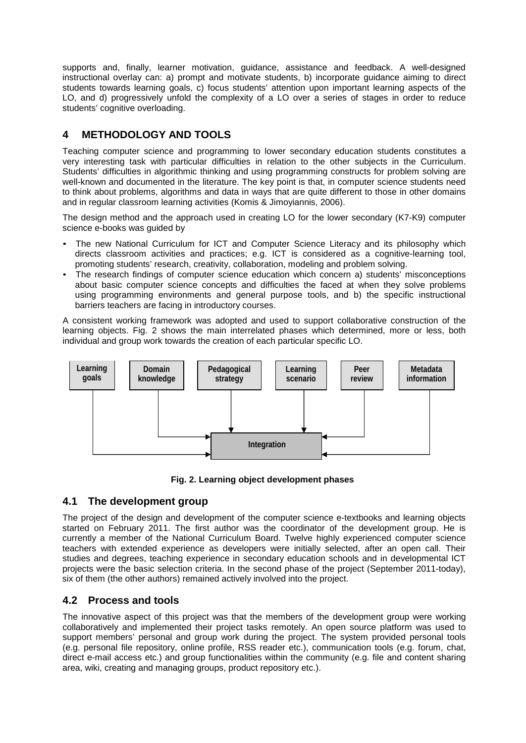supports and, finally, learner motivation, guidance, assistance and feedback. A well-designed instructional overlay can: a) prompt and motivate students, b) incorporate guidance aiming to direct students towards learning goals, c) focus students' attention upon important learning aspects of the LO, and d) progressively unfold the complexity of a LO over a series of stages in order to reduce students' cognitive overloading.

## 4 METHODOLOGY AND TOOLS

Teaching computer science and programming to lower secondary education students constitutes a very interesting task with particular difficulties in relation to the other subjects in the Curriculum. Students' difficulties in algorithmic thinking and using programming constructs for problem solving are well-known and documented in the literature. The key point is that, in computer science students need to think about problems, algorithms and data in ways that are quite different to those in other domains and in regular classroom learning activities (Komis & Jimoyiannis, 2006).

The design method and the approach used in creating LO for the lower secondary (K7-K9) computer science e-books was guided by

- The new National Curriculum for ICT and Computer Science Literacy and its philosophy which directs classroom activities and practices; e.g. ICT is considered as a cognitive-learning tool, promoting students' research, creativity, collaboration, modeling and problem solving.
- The research findings of computer science education which concern a) students' misconceptions about basic computer science concepts and difficulties the faced at when they solve problems using programming environments and general purpose tools, and b) the specific instructional barriers teachers are facing in introductory courses.

A consistent working framework was adopted and used to support collaborative construction of the learning objects. Fig. 2 shows the main interrelated phases which determined, more or less, both individual and group work towards the creation of each particular specific LO.

Learning goals

Domain knowledge

Pedagogical strategy

Learning scenario

Peer review

Metadata information

Integration

**Fig. 2. Learning object development phases**

### 4.1 The development group

The project of the design and development of the computer science e-textbooks and learning objects started on February 2011. The first author was the coordinator of the development group. He is currently a member of the National Curriculum Board. Twelve highly experienced computer science teachers with extended experience as developers were initially selected, after an open call. Their studies and degrees, teaching experience in secondary education schools and in developmental ICT projects were the basic selection criteria. In the second phase of the project (September 2011-today), six of them (the other authors) remained actively involved into the project.

### 4.2 Process and tools

The innovative aspect of this project was that the members of the development group were working collaboratively and implemented their project tasks remotely. An open source platform was used to support members' personal and group work during the project. The system provided personal tools (e.g. personal file repository, online profile, RSS reader etc.), communication tools (e.g. forum, chat, direct e-mail access etc.) and group functionalities within the community (e.g. file and content sharing area, wiki, creating and managing groups, product repository etc.).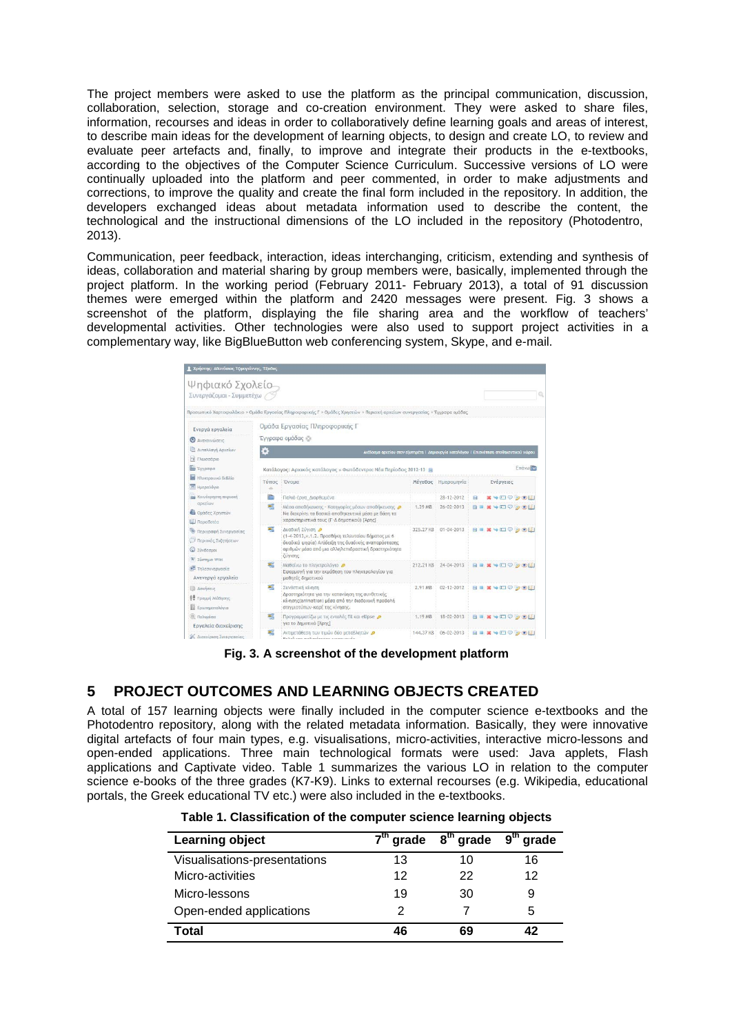The project members were asked to use the platform as the principal communication, discussion, collaboration, selection, storage and co-creation environment. They were asked to share files, information, recourses and ideas in order to collaboratively define learning goals and areas of interest, to describe main ideas for the development of learning objects, to design and create LO, to review and evaluate peer artefacts and, finally, to improve and integrate their products in the e-textbooks, according to the objectives of the Computer Science Curriculum. Successive versions of LO were continually uploaded into the platform and peer commented, in order to make adjustments and corrections, to improve the quality and create the final form included in the repository. In addition, the developers exchanged ideas about metadata information used to describe the content, the technological and the instructional dimensions of the LO included in the repository (Photodentro, 2013).

Communication, peer feedback, interaction, ideas interchanging, criticism, extending and synthesis of ideas, collaboration and material sharing by group members were, basically, implemented through the project platform. In the working period (February 2011- February 2013), a total of 91 discussion themes were emerged within the platform and 2420 messages were present. Fig. 3 shows a screenshot of the platform, displaying the file sharing area and the workflow of teachers' developmental activities. Other technologies were also used to support project activities in a complementary way, like BigBlueButton web conferencing system, Skype, and e-mail.

**Fig. 3. A screenshot of the development platform**

## 5 PROJECT OUTCOMES AND LEARNING OBJECTS CREATED

A total of 157 learning objects were finally included in the computer science e-textbooks and the Photodentro repository, along with the related metadata information. Basically, they were innovative digital artefacts of four main types, e.g. visualisations, micro-activities, interactive micro-lessons and open-ended applications. Three main technological formats were used: Java applets, Flash applications and Captivate video. Table 1 summarizes the various LO in relation to the computer science e-books of the three grades (K7-K9). Links to external recourses (e.g. Wikipedia, educational portals, the Greek educational TV etc.) were also included in the e-textbooks.

**Table 1. Classification of the computer science learning objects**

| Learning object | 7th grade | 8th grade | 9th grade |
|---|---|---|---|
| Visualisations-presentations | 13 | 10 | 16 |
| Micro-activities | 12 | 22 | 12 |
| Micro-lessons | 19 | 30 | 9 |
| Open-ended applications | 2 | 7 | 5 |
| **Total** | **46** | **69** | **42** |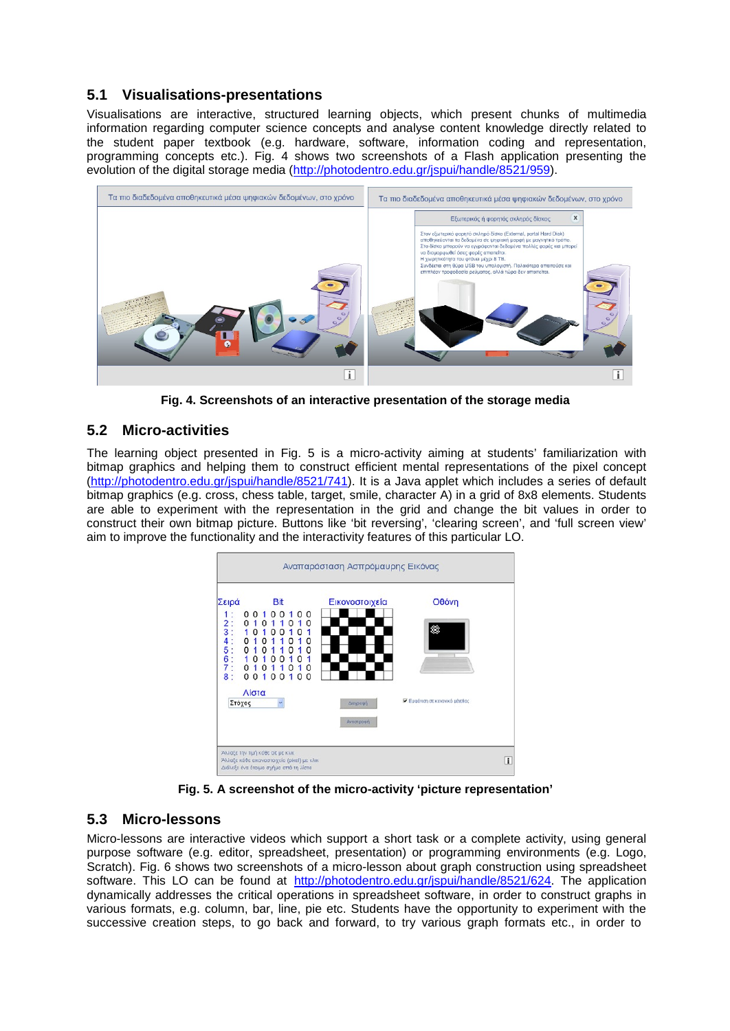## 5.1 Visualisations-presentations

Visualisations are interactive, structured learning objects, which present chunks of multimedia information regarding computer science concepts and analyse content knowledge directly related to the student paper textbook (e.g. hardware, software, information coding and representation, programming concepts etc.). Fig. 4 shows two screenshots of a Flash application presenting the evolution of the digital storage media (http://photodentro.edu.gr/jspui/handle/8521/959).

**Fig. 4. Screenshots of an interactive presentation of the storage media**

## 5.2 Micro-activities

The learning object presented in Fig. 5 is a micro-activity aiming at students' familiarization with bitmap graphics and helping them to construct efficient mental representations of the pixel concept (http://photodentro.edu.gr/jspui/handle/8521/741). It is a Java applet which includes a series of default bitmap graphics (e.g. cross, chess table, target, smile, character A) in a grid of 8x8 elements. Students are able to experiment with the representation in the grid and change the bit values in order to construct their own bitmap picture. Buttons like 'bit reversing', 'clearing screen', and 'full screen view' aim to improve the functionality and the interactivity features of this particular LO.

**Fig. 5. A screenshot of the micro-activity 'picture representation'**

## 5.3 Micro-lessons

Micro-lessons are interactive videos which support a short task or a complete activity, using general purpose software (e.g. editor, spreadsheet, presentation) or programming environments (e.g. Logo, Scratch). Fig. 6 shows two screenshots of a micro-lesson about graph construction using spreadsheet software. This LO can be found at http://photodentro.edu.gr/jspui/handle/8521/624. The application dynamically addresses the critical operations in spreadsheet software, in order to construct graphs in various formats, e.g. column, bar, line, pie etc. Students have the opportunity to experiment with the successive creation steps, to go back and forward, to try various graph formats etc., in order to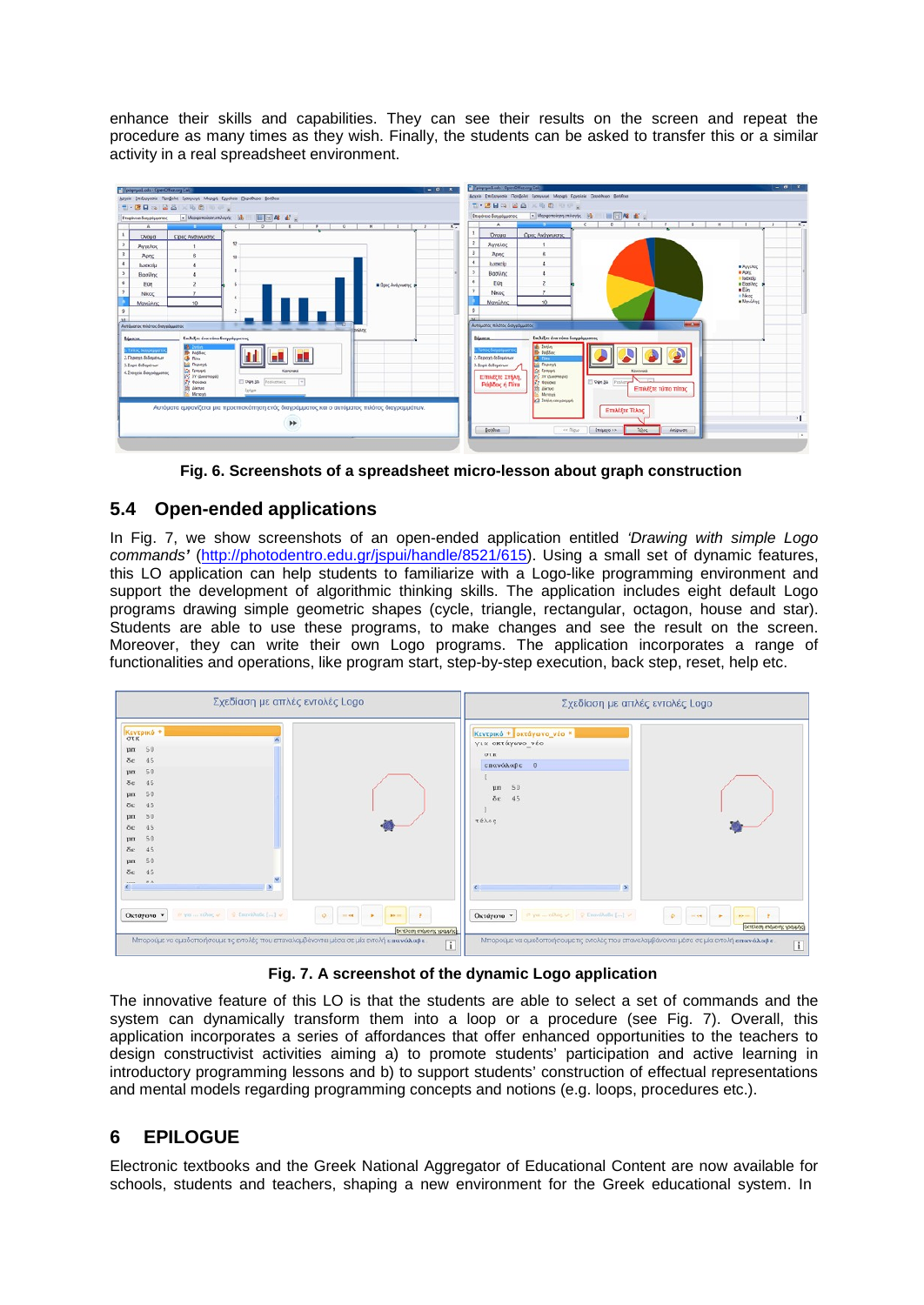enhance their skills and capabilities. They can see their results on the screen and repeat the procedure as many times as they wish. Finally, the students can be asked to transfer this or a similar activity in a real spreadsheet environment.

**Fig. 6. Screenshots of a spreadsheet micro-lesson about graph construction**

## 5.4 Open-ended applications

In Fig. 7, we show screenshots of an open-ended application entitled *'Drawing with simple Logo commands'* (http://photodentro.edu.gr/jspui/handle/8521/615). Using a small set of dynamic features, this LO application can help students to familiarize with a Logo-like programming environment and support the development of algorithmic thinking skills. The application includes eight default Logo programs drawing simple geometric shapes (cycle, triangle, rectangular, octagon, house and star). Students are able to use these programs, to make changes and see the result on the screen. Moreover, they can write their own Logo programs. The application incorporates a range of functionalities and operations, like program start, step-by-step execution, back step, reset, help etc.

**Fig. 7. A screenshot of the dynamic Logo application**

The innovative feature of this LO is that the students are able to select a set of commands and the system can dynamically transform them into a loop or a procedure (see Fig. 7). Overall, this application incorporates a series of affordances that offer enhanced opportunities to the teachers to design constructivist activities aiming a) to promote students' participation and active learning in introductory programming lessons and b) to support students' construction of effectual representations and mental models regarding programming concepts and notions (e.g. loops, procedures etc.).

# 6 EPILOGUE

Electronic textbooks and the Greek National Aggregator of Educational Content are now available for schools, students and teachers, shaping a new environment for the Greek educational system. In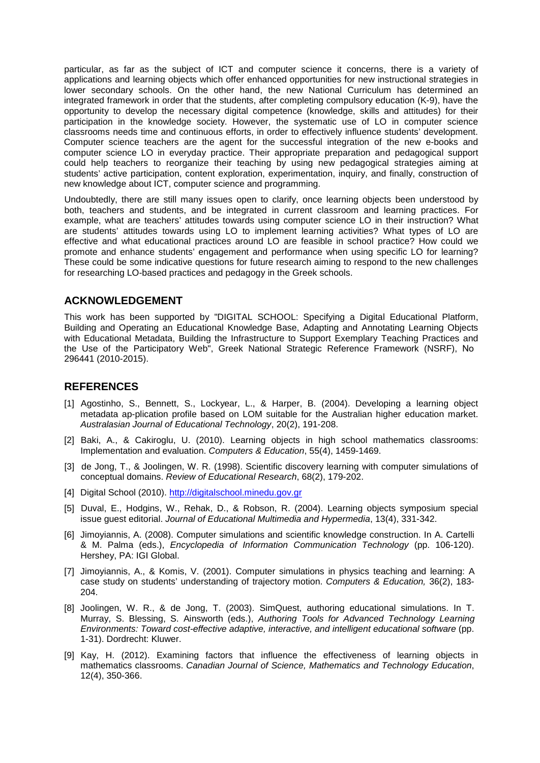particular, as far as the subject of ICT and computer science it concerns, there is a variety of applications and learning objects which offer enhanced opportunities for new instructional strategies in lower secondary schools. On the other hand, the new National Curriculum has determined an integrated framework in order that the students, after completing compulsory education (K-9), have the opportunity to develop the necessary digital competence (knowledge, skills and attitudes) for their participation in the knowledge society. However, the systematic use of LO in computer science classrooms needs time and continuous efforts, in order to effectively influence students' development. Computer science teachers are the agent for the successful integration of the new e-books and computer science LO in everyday practice. Their appropriate preparation and pedagogical support could help teachers to reorganize their teaching by using new pedagogical strategies aiming at students' active participation, content exploration, experimentation, inquiry, and finally, construction of new knowledge about ICT, computer science and programming.

Undoubtedly, there are still many issues open to clarify, once learning objects been understood by both, teachers and students, and be integrated in current classroom and learning practices. For example, what are teachers' attitudes towards using computer science LO in their instruction? What are students' attitudes towards using LO to implement learning activities? What types of LO are effective and what educational practices around LO are feasible in school practice? How could we promote and enhance students' engagement and performance when using specific LO for learning? These could be some indicative questions for future research aiming to respond to the new challenges for researching LO-based practices and pedagogy in the Greek schools.

## ACKNOWLEDGEMENT

This work has been supported by "DIGITAL SCHOOL: Specifying a Digital Educational Platform, Building and Operating an Educational Knowledge Base, Adapting and Annotating Learning Objects with Educational Metadata, Building the Infrastructure to Support Exemplary Teaching Practices and the Use of the Participatory Web", Greek National Strategic Reference Framework (NSRF), No 296441 (2010-2015).

## REFERENCES

[1] Agostinho, S., Bennett, S., Lockyear, L., & Harper, B. (2004). Developing a learning object metadata ap-plication profile based on LOM suitable for the Australian higher education market. *Australasian Journal of Educational Technology*, 20(2), 191-208.

[2] Baki, A., & Cakiroglu, U. (2010). Learning objects in high school mathematics classrooms: Implementation and evaluation. *Computers & Education*, 55(4), 1459-1469.

[3] de Jong, T., & Joolingen, W. R. (1998). Scientific discovery learning with computer simulations of conceptual domains. *Review of Educational Research*, 68(2), 179-202.

[4] Digital School (2010). http://digitalschool.minedu.gov.gr

[5] Duval, E., Hodgins, W., Rehak, D., & Robson, R. (2004). Learning objects symposium special issue guest editorial. *Journal of Educational Multimedia and Hypermedia*, 13(4), 331-342.

[6] Jimoyiannis, A. (2008). Computer simulations and scientific knowledge construction. In A. Cartelli & M. Palma (eds.), *Encyclopedia of Information Communication Technology* (pp. 106-120). Hershey, PA: IGI Global.

[7] Jimoyiannis, A., & Komis, V. (2001). Computer simulations in physics teaching and learning: A case study on students' understanding of trajectory motion. *Computers & Education,* 36(2), 183-204.

[8] Joolingen, W. R., & de Jong, T. (2003). SimQuest, authoring educational simulations. In T. Murray, S. Blessing, S. Ainsworth (eds.), *Authoring Tools for Advanced Technology Learning Environments: Toward cost-effective adaptive, interactive, and intelligent educational software* (pp. 1-31). Dordrecht: Kluwer.

[9] Kay, H. (2012). Examining factors that influence the effectiveness of learning objects in mathematics classrooms. *Canadian Journal of Science, Mathematics and Technology Education*, 12(4), 350-366.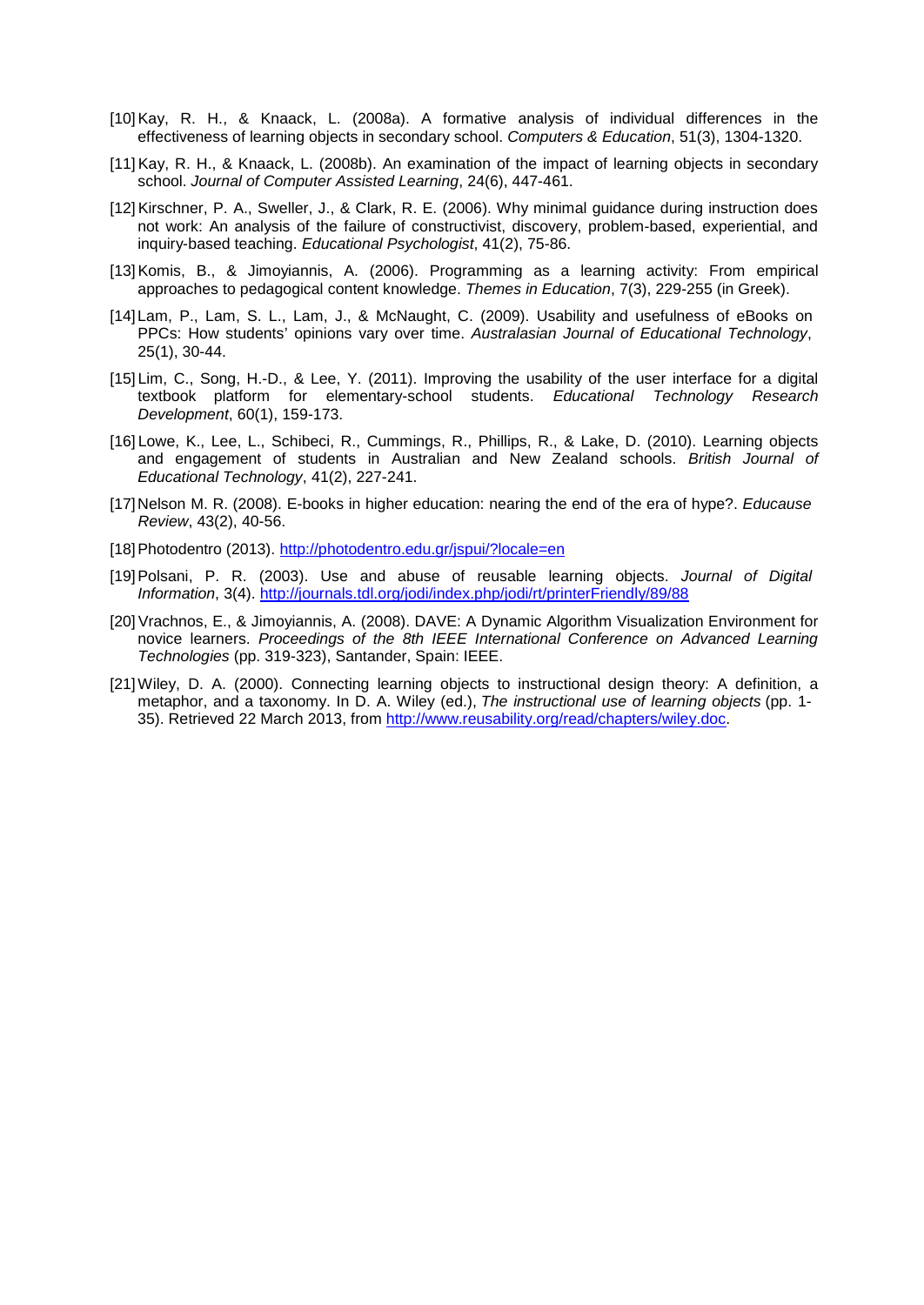[10] Kay, R. H., & Knaack, L. (2008a). A formative analysis of individual differences in the effectiveness of learning objects in secondary school. *Computers & Education*, 51(3), 1304-1320.

[11] Kay, R. H., & Knaack, L. (2008b). An examination of the impact of learning objects in secondary school. *Journal of Computer Assisted Learning*, 24(6), 447-461.

[12] Kirschner, P. A., Sweller, J., & Clark, R. E. (2006). Why minimal guidance during instruction does not work: An analysis of the failure of constructivist, discovery, problem-based, experiential, and inquiry-based teaching. *Educational Psychologist*, 41(2), 75-86.

[13] Komis, B., & Jimoyiannis, A. (2006). Programming as a learning activity: From empirical approaches to pedagogical content knowledge. *Themes in Education*, 7(3), 229-255 (in Greek).

[14] Lam, P., Lam, S. L., Lam, J., & McNaught, C. (2009). Usability and usefulness of eBooks on PPCs: How students' opinions vary over time. *Australasian Journal of Educational Technology*, 25(1), 30-44.

[15] Lim, C., Song, H.-D., & Lee, Y. (2011). Improving the usability of the user interface for a digital textbook platform for elementary-school students. *Educational Technology Research Development*, 60(1), 159-173.

[16] Lowe, K., Lee, L., Schibeci, R., Cummings, R., Phillips, R., & Lake, D. (2010). Learning objects and engagement of students in Australian and New Zealand schools. *British Journal of Educational Technology*, 41(2), 227-241.

[17] Nelson M. R. (2008). E-books in higher education: nearing the end of the era of hype?. *Educause Review*, 43(2), 40-56.

[18] Photodentro (2013). http://photodentro.edu.gr/jspui/?locale=en

[19] Polsani, P. R. (2003). Use and abuse of reusable learning objects. *Journal of Digital Information*, 3(4). http://journals.tdl.org/jodi/index.php/jodi/rt/printerFriendly/89/88

[20] Vrachnos, E., & Jimoyiannis, A. (2008). DAVE: A Dynamic Algorithm Visualization Environment for novice learners. *Proceedings of the 8th IEEE International Conference on Advanced Learning Technologies* (pp. 319-323), Santander, Spain: IEEE.

[21] Wiley, D. A. (2000). Connecting learning objects to instructional design theory: A definition, a metaphor, and a taxonomy. In D. A. Wiley (ed.), *The instructional use of learning objects* (pp. 1-35). Retrieved 22 March 2013, from http://www.reusability.org/read/chapters/wiley.doc.